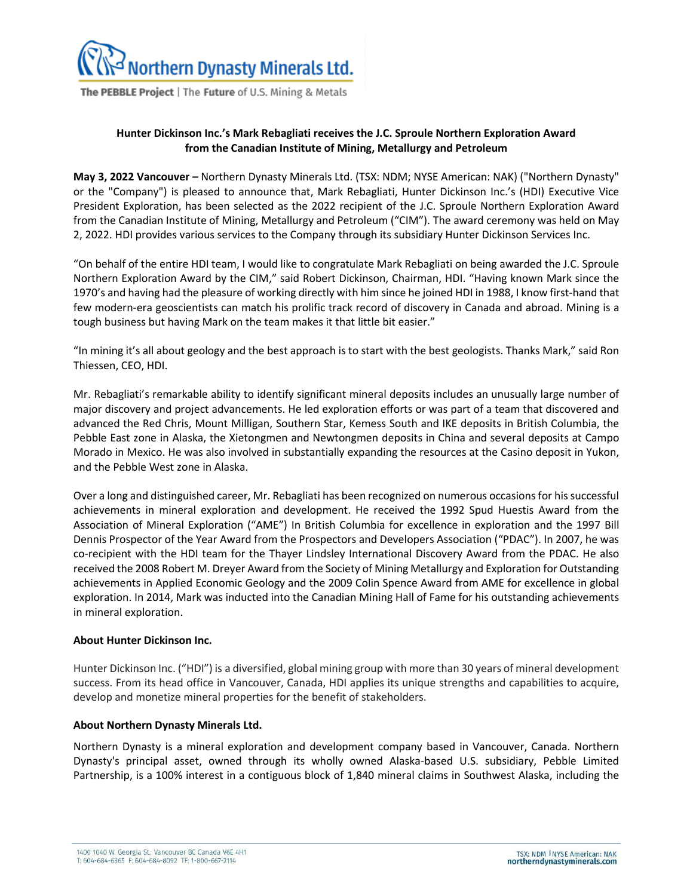**Hunter Dickinson Inc.'s Mark Rebagliati receives the J.C. Sproule Northern Exploration Award from the Canadian Institute of Mining, Metallurgy and Petroleum**

**May 3, 2022 Vancouver –** Northern Dynasty Minerals Ltd. (TSX: NDM; NYSE American: NAK) ("Northern Dynasty" or the "Company") is pleased to announce that, Mark Rebagliati, Hunter Dickinson Inc.'s (HDI) Executive Vice President Exploration, has been selected as the 2022 recipient of the J.C. Sproule Northern Exploration Award from the Canadian Institute of Mining, Metallurgy and Petroleum ("CIM"). The award ceremony was held on May 2, 2022. HDI provides various services to the Company through its subsidiary Hunter Dickinson Services Inc.

"On behalf of the entire HDI team, I would like to congratulate Mark Rebagliati on being awarded the J.C. Sproule Northern Exploration Award by the CIM," said Robert Dickinson, Chairman, HDI. "Having known Mark since the 1970's and having had the pleasure of working directly with him since he joined HDI in 1988, I know first-hand that few modern-era geoscientists can match his prolific track record of discovery in Canada and abroad. Mining is a tough business but having Mark on the team makes it that little bit easier."

"In mining it's all about geology and the best approach is to start with the best geologists. Thanks Mark," said Ron Thiessen, CEO, HDI.

Mr. Rebagliati's remarkable ability to identify significant mineral deposits includes an unusually large number of major discovery and project advancements. He led exploration efforts or was part of a team that discovered and advanced the Red Chris, Mount Milligan, Southern Star, Kemess South and IKE deposits in British Columbia, the Pebble East zone in Alaska, the Xietongmen and Newtongmen deposits in China and several deposits at Campo Morado in Mexico. He was also involved in substantially expanding the resources at the Casino deposit in Yukon, and the Pebble West zone in Alaska.

Over a long and distinguished career, Mr. Rebagliati has been recognized on numerous occasions for his successful achievements in mineral exploration and development. He received the 1992 Spud Huestis Award from the Association of Mineral Exploration ("AME") In British Columbia for excellence in exploration and the 1997 Bill Dennis Prospector of the Year Award from the Prospectors and Developers Association ("PDAC"). In 2007, he was co-recipient with the HDI team for the Thayer Lindsley International Discovery Award from the PDAC. He also received the 2008 Robert M. Dreyer Award from the Society of Mining Metallurgy and Exploration for Outstanding achievements in Applied Economic Geology and the 2009 Colin Spence Award from AME for excellence in global exploration. In 2014, Mark was inducted into the Canadian Mining Hall of Fame for his outstanding achievements in mineral exploration.

**About Hunter Dickinson Inc.**

Hunter Dickinson Inc. ("HDI") is a diversified, global mining group with more than 30 years of mineral development success. From its head office in Vancouver, Canada, HDI applies its unique strengths and capabilities to acquire, develop and monetize mineral properties for the benefit of stakeholders.

**About Northern Dynasty Minerals Ltd.**

Northern Dynasty is a mineral exploration and development company based in Vancouver, Canada. Northern Dynasty's principal asset, owned through its wholly owned Alaska-based U.S. subsidiary, Pebble Limited Partnership, is a 100% interest in a contiguous block of 1,840 mineral claims in Southwest Alaska, including the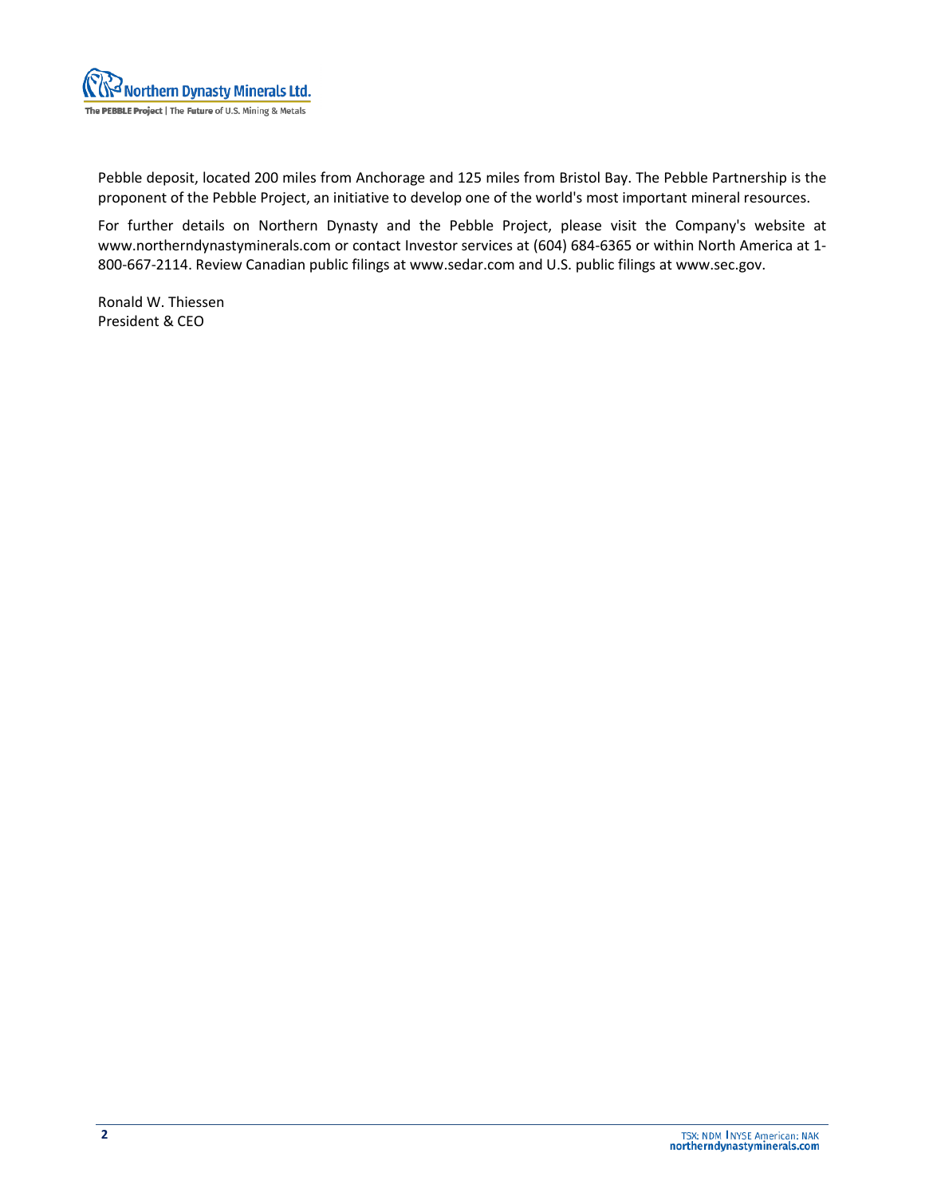Pebble deposit, located 200 miles from Anchorage and 125 miles from Bristol Bay. The Pebble Partnership is the proponent of the Pebble Project, an initiative to develop one of the world's most important mineral resources.

For further details on Northern Dynasty and the Pebble Project, please visit the Company's website at www.northerndynastyminerals.com or contact Investor services at (604) 684-6365 or within North America at 1-800-667-2114. Review Canadian public filings at www.sedar.com and U.S. public filings at www.sec.gov.

Ronald W. Thiessen
President & CEO